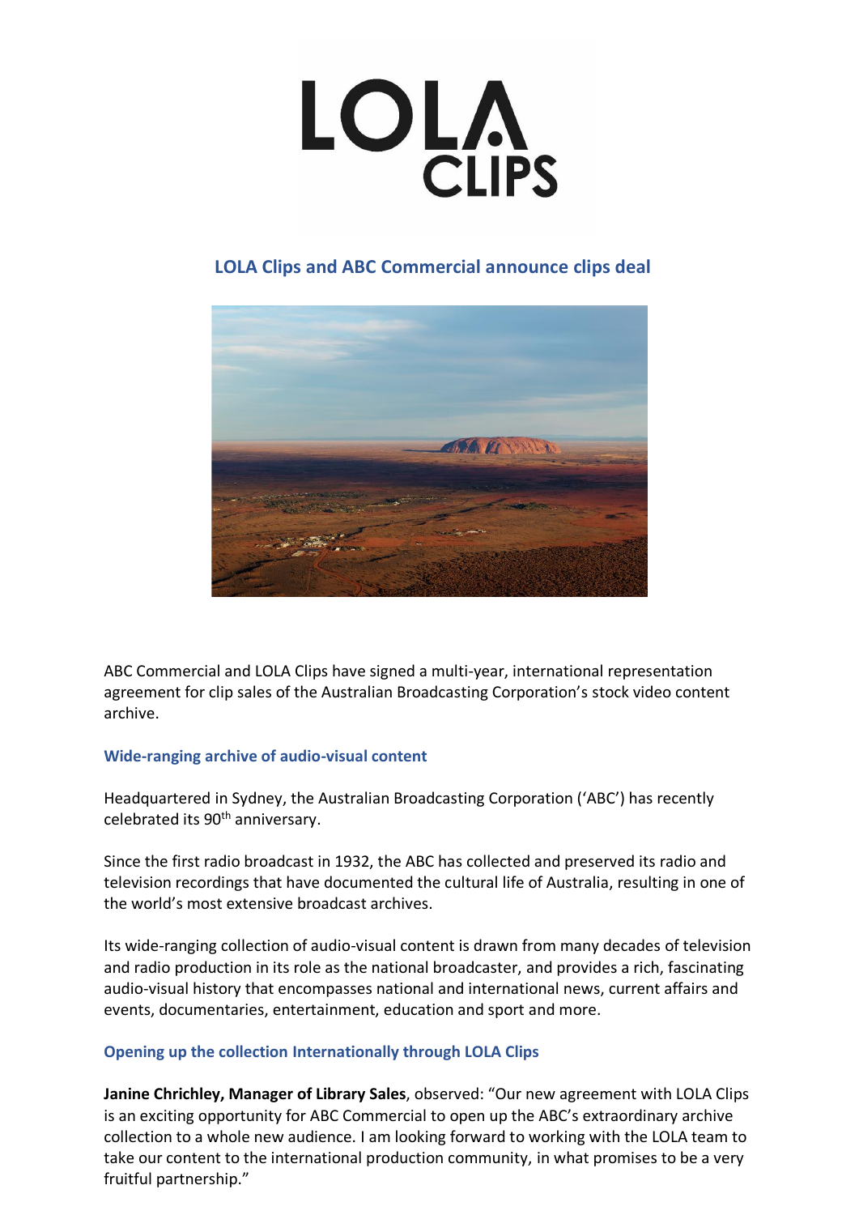LOLA CLIPS

## LOLA Clips and ABC Commercial announce clips deal

ABC Commercial and LOLA Clips have signed a multi-year, international representation agreement for clip sales of the Australian Broadcasting Corporation's stock video content archive.

### Wide-ranging archive of audio-visual content

Headquartered in Sydney, the Australian Broadcasting Corporation ('ABC') has recently celebrated its 90th anniversary.

Since the first radio broadcast in 1932, the ABC has collected and preserved its radio and television recordings that have documented the cultural life of Australia, resulting in one of the world's most extensive broadcast archives.

Its wide-ranging collection of audio-visual content is drawn from many decades of television and radio production in its role as the national broadcaster, and provides a rich, fascinating audio-visual history that encompasses national and international news, current affairs and events, documentaries, entertainment, education and sport and more.

### Opening up the collection Internationally through LOLA Clips

**Janine Chrichley, Manager of Library Sales**, observed: "Our new agreement with LOLA Clips is an exciting opportunity for ABC Commercial to open up the ABC's extraordinary archive collection to a whole new audience. I am looking forward to working with the LOLA team to take our content to the international production community, in what promises to be a very fruitful partnership."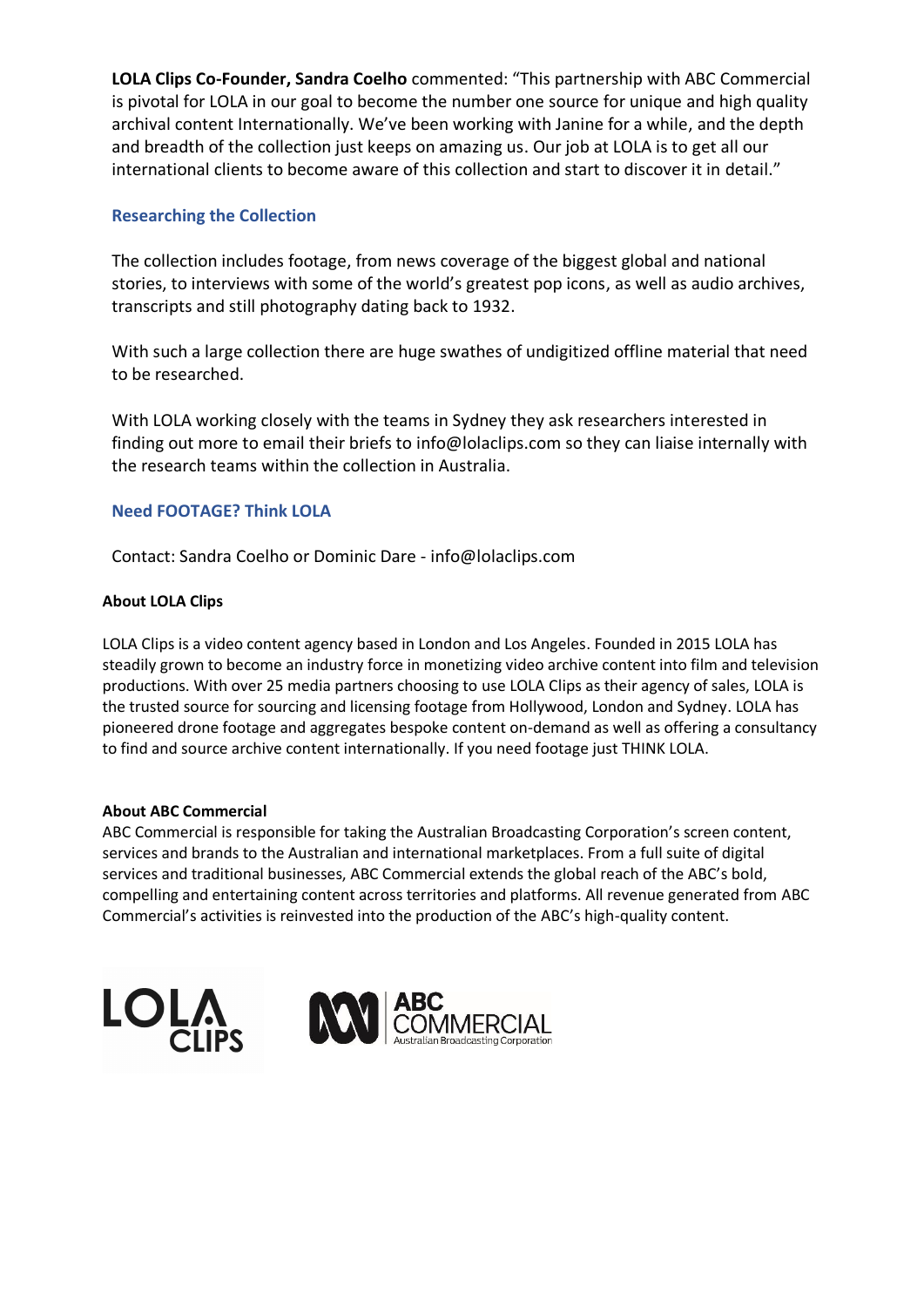**LOLA Clips Co-Founder, Sandra Coelho** commented: "This partnership with ABC Commercial is pivotal for LOLA in our goal to become the number one source for unique and high quality archival content Internationally. We've been working with Janine for a while, and the depth and breadth of the collection just keeps on amazing us. Our job at LOLA is to get all our international clients to become aware of this collection and start to discover it in detail."

## Researching the Collection

The collection includes footage, from news coverage of the biggest global and national stories, to interviews with some of the world's greatest pop icons, as well as audio archives, transcripts and still photography dating back to 1932.

With such a large collection there are huge swathes of undigitized offline material that need to be researched.

With LOLA working closely with the teams in Sydney they ask researchers interested in finding out more to email their briefs to info@lolaclips.com so they can liaise internally with the research teams within the collection in Australia.

## Need FOOTAGE? Think LOLA

Contact: Sandra Coelho or Dominic Dare - info@lolaclips.com

**About LOLA Clips**

LOLA Clips is a video content agency based in London and Los Angeles. Founded in 2015 LOLA has steadily grown to become an industry force in monetizing video archive content into film and television productions. With over 25 media partners choosing to use LOLA Clips as their agency of sales, LOLA is the trusted source for sourcing and licensing footage from Hollywood, London and Sydney. LOLA has pioneered drone footage and aggregates bespoke content on-demand as well as offering a consultancy to find and source archive content internationally. If you need footage just THINK LOLA.

**About ABC Commercial**

ABC Commercial is responsible for taking the Australian Broadcasting Corporation's screen content, services and brands to the Australian and international marketplaces. From a full suite of digital services and traditional businesses, ABC Commercial extends the global reach of the ABC's bold, compelling and entertaining content across territories and platforms. All revenue generated from ABC Commercial's activities is reinvested into the production of the ABC's high-quality content.

LOLA CLIPS

ABC COMMERCIAL
Australian Broadcasting Corporation